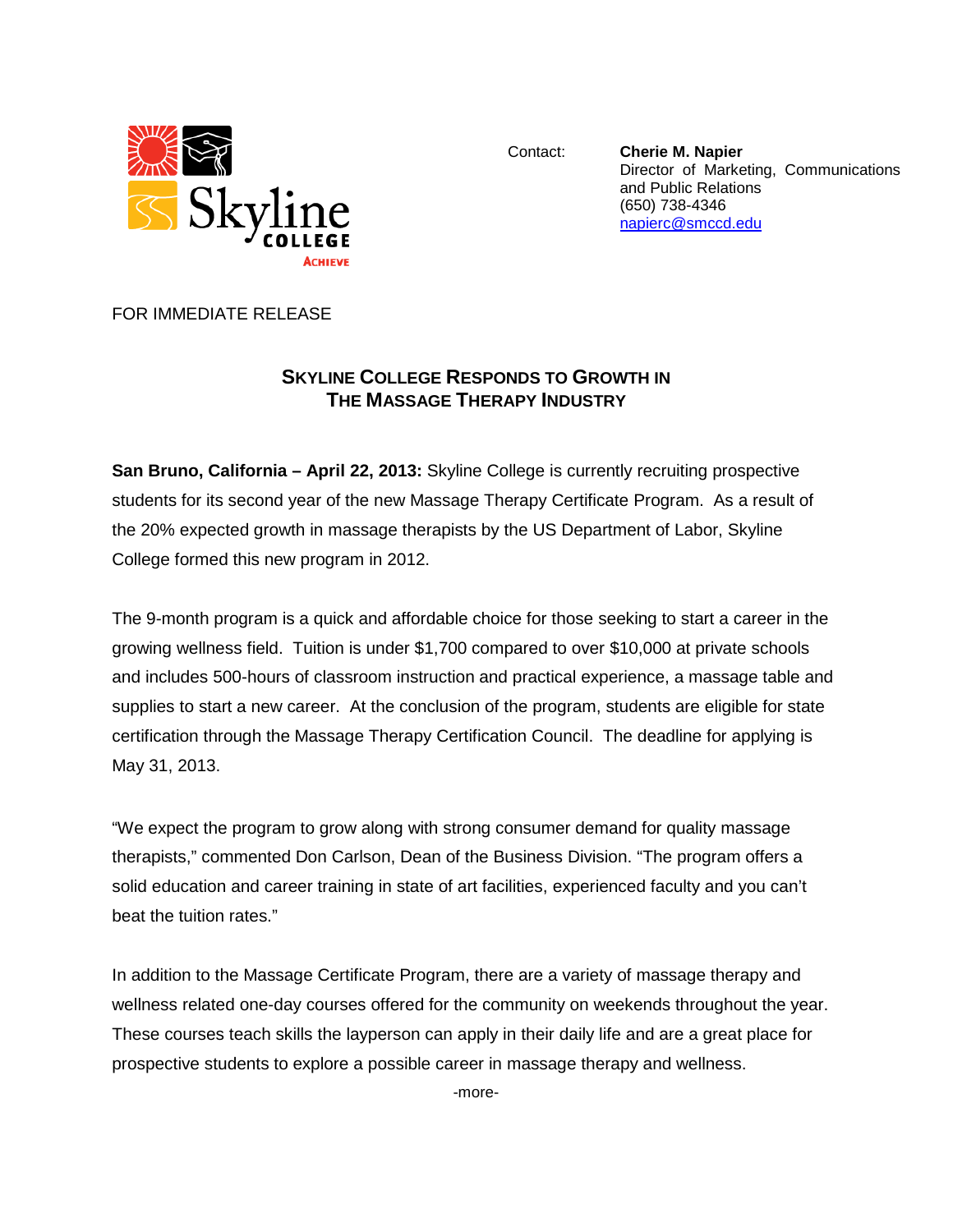Skyline COLLEGE ACHIEVE

Contact: **Cherie M. Napier**
Director of Marketing, Communications and Public Relations
(650) 738-4346
napierc@smccd.edu

FOR IMMEDIATE RELEASE

## SKYLINE COLLEGE RESPONDS TO GROWTH IN THE MASSAGE THERAPY INDUSTRY

**San Bruno, California – April 22, 2013:** Skyline College is currently recruiting prospective students for its second year of the new Massage Therapy Certificate Program. As a result of the 20% expected growth in massage therapists by the US Department of Labor, Skyline College formed this new program in 2012.

The 9-month program is a quick and affordable choice for those seeking to start a career in the growing wellness field. Tuition is under $1,700 compared to over $10,000 at private schools and includes 500-hours of classroom instruction and practical experience, a massage table and supplies to start a new career. At the conclusion of the program, students are eligible for state certification through the Massage Therapy Certification Council. The deadline for applying is May 31, 2013.

"We expect the program to grow along with strong consumer demand for quality massage therapists," commented Don Carlson, Dean of the Business Division. "The program offers a solid education and career training in state of art facilities, experienced faculty and you can't beat the tuition rates."

In addition to the Massage Certificate Program, there are a variety of massage therapy and wellness related one-day courses offered for the community on weekends throughout the year. These courses teach skills the layperson can apply in their daily life and are a great place for prospective students to explore a possible career in massage therapy and wellness.

-more-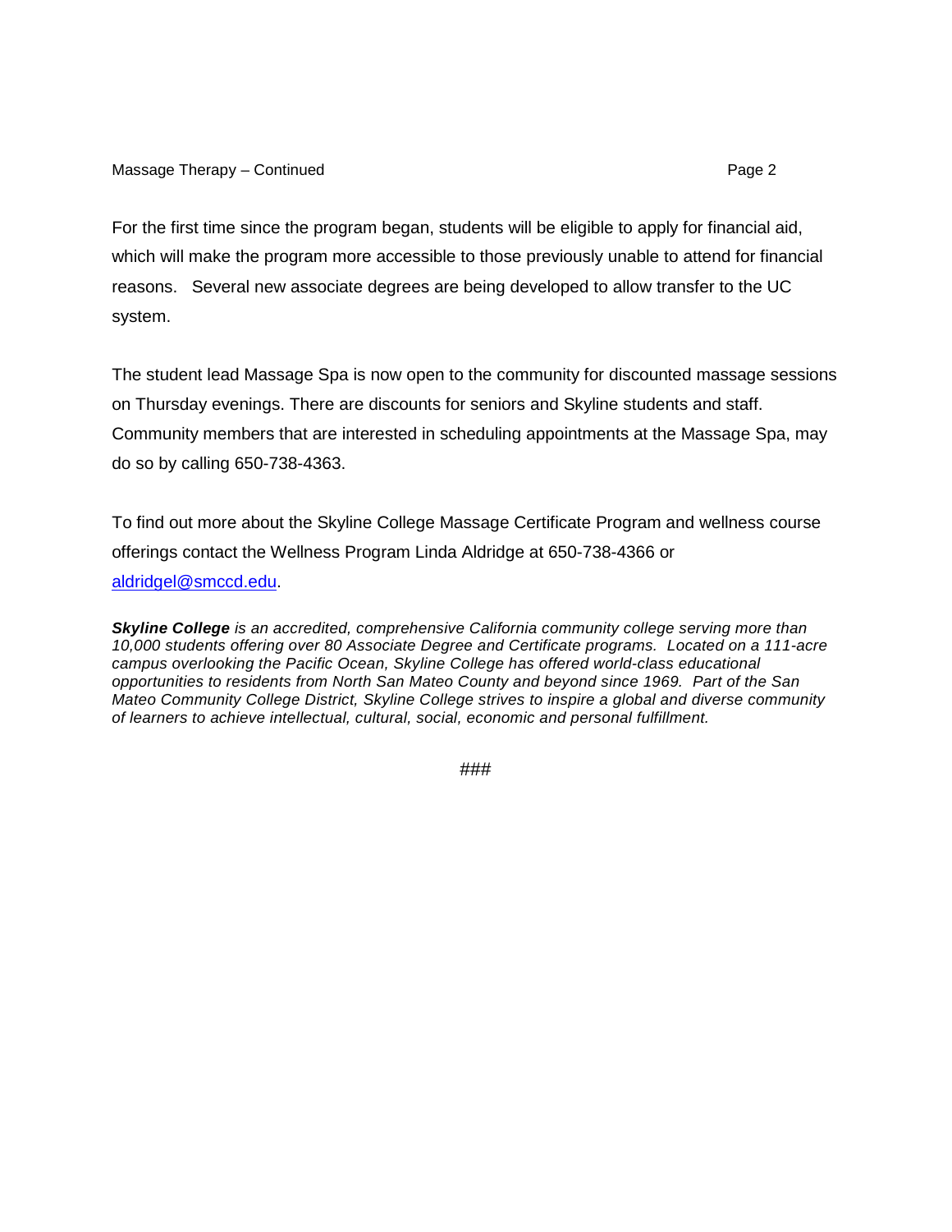For the first time since the program began, students will be eligible to apply for financial aid, which will make the program more accessible to those previously unable to attend for financial reasons. Several new associate degrees are being developed to allow transfer to the UC system.

The student lead Massage Spa is now open to the community for discounted massage sessions on Thursday evenings. There are discounts for seniors and Skyline students and staff. Community members that are interested in scheduling appointments at the Massage Spa, may do so by calling 650-738-4363.

To find out more about the Skyline College Massage Certificate Program and wellness course offerings contact the Wellness Program Linda Aldridge at 650-738-4366 or aldridgel@smccd.edu.

***Skyline College** is an accredited, comprehensive California community college serving more than 10,000 students offering over 80 Associate Degree and Certificate programs. Located on a 111-acre campus overlooking the Pacific Ocean, Skyline College has offered world-class educational opportunities to residents from North San Mateo County and beyond since 1969. Part of the San Mateo Community College District, Skyline College strives to inspire a global and diverse community of learners to achieve intellectual, cultural, social, economic and personal fulfillment.*

###